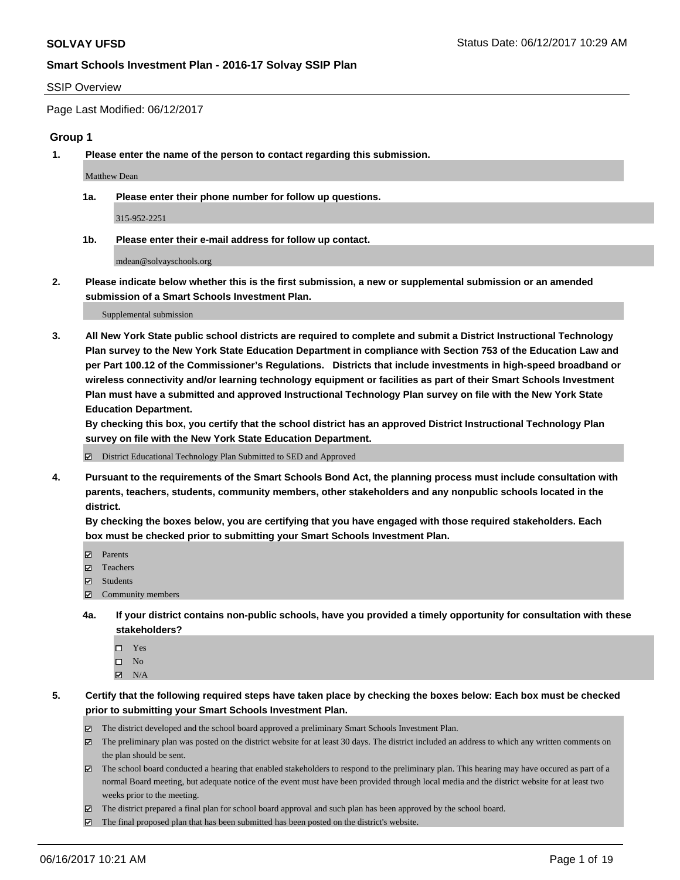# SOLVAY UFSD

Status Date: 06/12/2017 10:29 AM

## Smart Schools Investment Plan - 2016-17 Solvay SSIP Plan

SSIP Overview

Page Last Modified: 06/12/2017

### Group 1

**1. Please enter the name of the person to contact regarding this submission.**

Matthew Dean

**1a. Please enter their phone number for follow up questions.**

315-952-2251

**1b. Please enter their e-mail address for follow up contact.**

mdean@solvayschools.org

**2. Please indicate below whether this is the first submission, a new or supplemental submission or an amended submission of a Smart Schools Investment Plan.**

Supplemental submission

**3. All New York State public school districts are required to complete and submit a District Instructional Technology Plan survey to the New York State Education Department in compliance with Section 753 of the Education Law and per Part 100.12 of the Commissioner's Regulations. Districts that include investments in high-speed broadband or wireless connectivity and/or learning technology equipment or facilities as part of their Smart Schools Investment Plan must have a submitted and approved Instructional Technology Plan survey on file with the New York State Education Department.**
**By checking this box, you certify that the school district has an approved District Instructional Technology Plan survey on file with the New York State Education Department.**

- ☑ District Educational Technology Plan Submitted to SED and Approved

**4. Pursuant to the requirements of the Smart Schools Bond Act, the planning process must include consultation with parents, teachers, students, community members, other stakeholders and any nonpublic schools located in the district.**
**By checking the boxes below, you are certifying that you have engaged with those required stakeholders. Each box must be checked prior to submitting your Smart Schools Investment Plan.**

- ☑ Parents
- ☑ Teachers
- ☑ Students
- ☑ Community members

**4a. If your district contains non-public schools, have you provided a timely opportunity for consultation with these stakeholders?**

- ☐ Yes
- ☐ No
- ☑ N/A

**5. Certify that the following required steps have taken place by checking the boxes below: Each box must be checked prior to submitting your Smart Schools Investment Plan.**

- ☑ The district developed and the school board approved a preliminary Smart Schools Investment Plan.
- ☑ The preliminary plan was posted on the district website for at least 30 days. The district included an address to which any written comments on the plan should be sent.
- ☑ The school board conducted a hearing that enabled stakeholders to respond to the preliminary plan. This hearing may have occured as part of a normal Board meeting, but adequate notice of the event must have been provided through local media and the district website for at least two weeks prior to the meeting.
- ☑ The district prepared a final plan for school board approval and such plan has been approved by the school board.
- ☑ The final proposed plan that has been submitted has been posted on the district's website.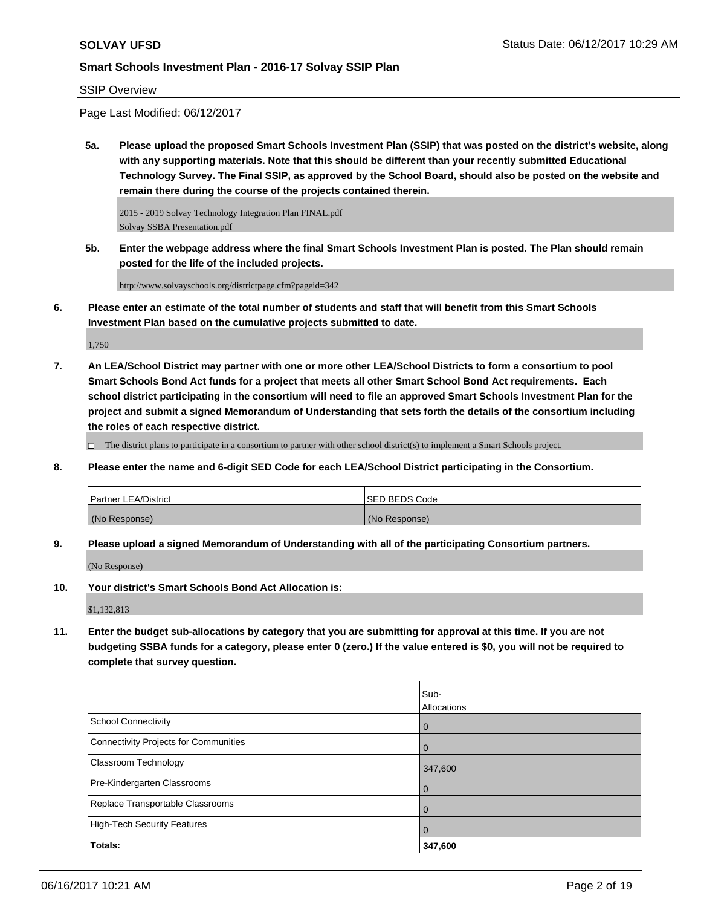SSIP Overview

Page Last Modified: 06/12/2017

**5a. Please upload the proposed Smart Schools Investment Plan (SSIP) that was posted on the district's website, along with any supporting materials. Note that this should be different than your recently submitted Educational Technology Survey. The Final SSIP, as approved by the School Board, should also be posted on the website and remain there during the course of the projects contained therein.**

2015 - 2019 Solvay Technology Integration Plan FINAL.pdf
Solvay SSBA Presentation.pdf

**5b. Enter the webpage address where the final Smart Schools Investment Plan is posted. The Plan should remain posted for the life of the included projects.**

http://www.solvayschools.org/districtpage.cfm?pageid=342

**6. Please enter an estimate of the total number of students and staff that will benefit from this Smart Schools Investment Plan based on the cumulative projects submitted to date.**

1,750

**7. An LEA/School District may partner with one or more other LEA/School Districts to form a consortium to pool Smart Schools Bond Act funds for a project that meets all other Smart School Bond Act requirements. Each school district participating in the consortium will need to file an approved Smart Schools Investment Plan for the project and submit a signed Memorandum of Understanding that sets forth the details of the consortium including the roles of each respective district.**

☐ The district plans to participate in a consortium to partner with other school district(s) to implement a Smart Schools project.

**8. Please enter the name and 6-digit SED Code for each LEA/School District participating in the Consortium.**

| Partner LEA/District | SED BEDS Code |
|---|---|
| (No Response) | (No Response) |

**9. Please upload a signed Memorandum of Understanding with all of the participating Consortium partners.**

(No Response)

**10. Your district's Smart Schools Bond Act Allocation is:**

$1,132,813

**11. Enter the budget sub-allocations by category that you are submitting for approval at this time. If you are not budgeting SSBA funds for a category, please enter 0 (zero.) If the value entered is $0, you will not be required to complete that survey question.**

| | Sub-Allocations |
|---|---|
| School Connectivity | 0 |
| Connectivity Projects for Communities | 0 |
| Classroom Technology | 347,600 |
| Pre-Kindergarten Classrooms | 0 |
| Replace Transportable Classrooms | 0 |
| High-Tech Security Features | 0 |
| **Totals:** | **347,600** |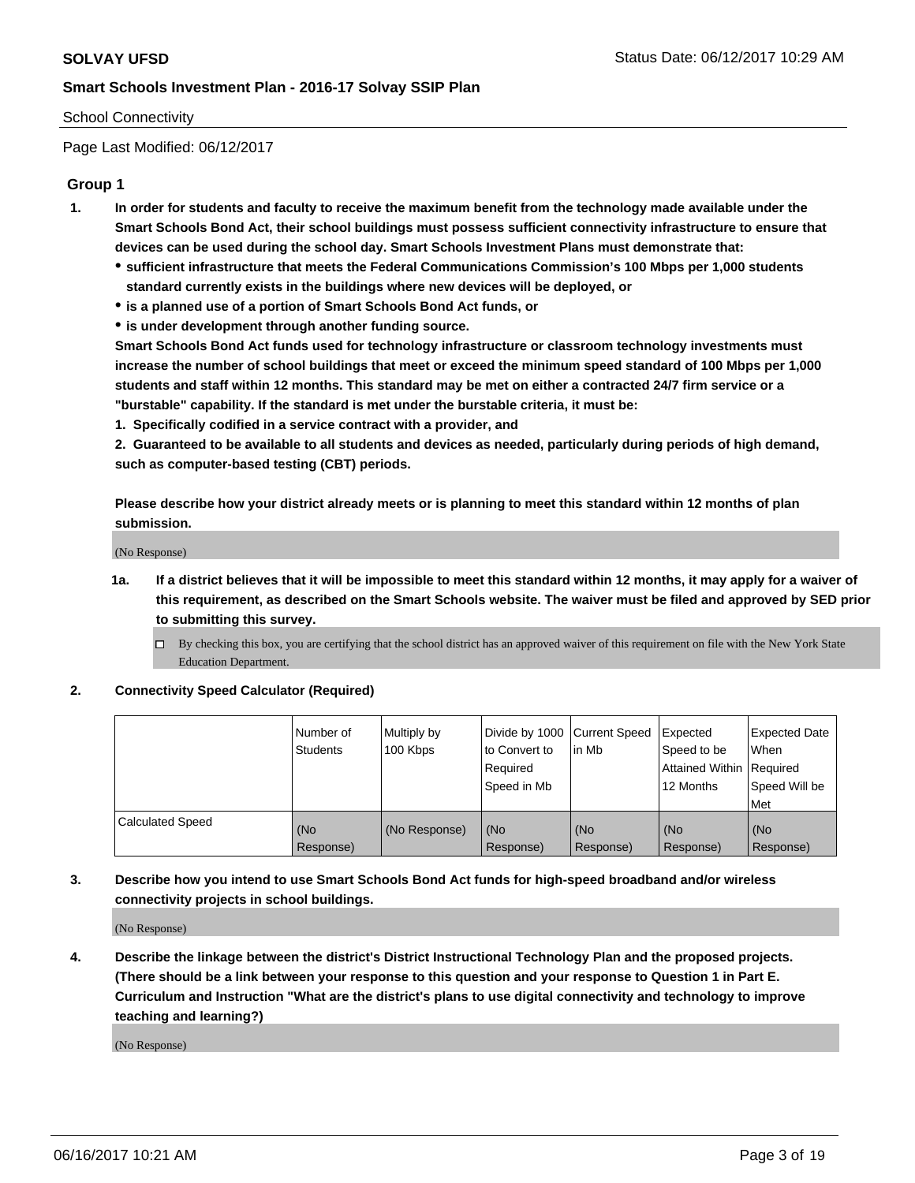School Connectivity

Page Last Modified: 06/12/2017

## Group 1

**1. In order for students and faculty to receive the maximum benefit from the technology made available under the Smart Schools Bond Act, their school buildings must possess sufficient connectivity infrastructure to ensure that devices can be used during the school day. Smart Schools Investment Plans must demonstrate that:**

- **sufficient infrastructure that meets the Federal Communications Commission's 100 Mbps per 1,000 students standard currently exists in the buildings where new devices will be deployed, or**
- **is a planned use of a portion of Smart Schools Bond Act funds, or**
- **is under development through another funding source.**

**Smart Schools Bond Act funds used for technology infrastructure or classroom technology investments must increase the number of school buildings that meet or exceed the minimum speed standard of 100 Mbps per 1,000 students and staff within 12 months. This standard may be met on either a contracted 24/7 firm service or a "burstable" capability. If the standard is met under the burstable criteria, it must be:**

**1. Specifically codified in a service contract with a provider, and**

**2. Guaranteed to be available to all students and devices as needed, particularly during periods of high demand, such as computer-based testing (CBT) periods.**

**Please describe how your district already meets or is planning to meet this standard within 12 months of plan submission.**

(No Response)

**1a. If a district believes that it will be impossible to meet this standard within 12 months, it may apply for a waiver of this requirement, as described on the Smart Schools website. The waiver must be filed and approved by SED prior to submitting this survey.**

☐ By checking this box, you are certifying that the school district has an approved waiver of this requirement on file with the New York State Education Department.

**2. Connectivity Speed Calculator (Required)**

| | Number of Students | Multiply by 100 Kbps | Divide by 1000 to Convert to Required Speed in Mb | Current Speed in Mb | Expected Speed to be Attained Within 12 Months | Expected Date When Required Speed Will be Met |
|---|---|---|---|---|---|---|
| Calculated Speed | (No Response) | (No Response) | (No Response) | (No Response) | (No Response) | (No Response) |

**3. Describe how you intend to use Smart Schools Bond Act funds for high-speed broadband and/or wireless connectivity projects in school buildings.**

(No Response)

**4. Describe the linkage between the district's District Instructional Technology Plan and the proposed projects. (There should be a link between your response to this question and your response to Question 1 in Part E. Curriculum and Instruction "What are the district's plans to use digital connectivity and technology to improve teaching and learning?)**

(No Response)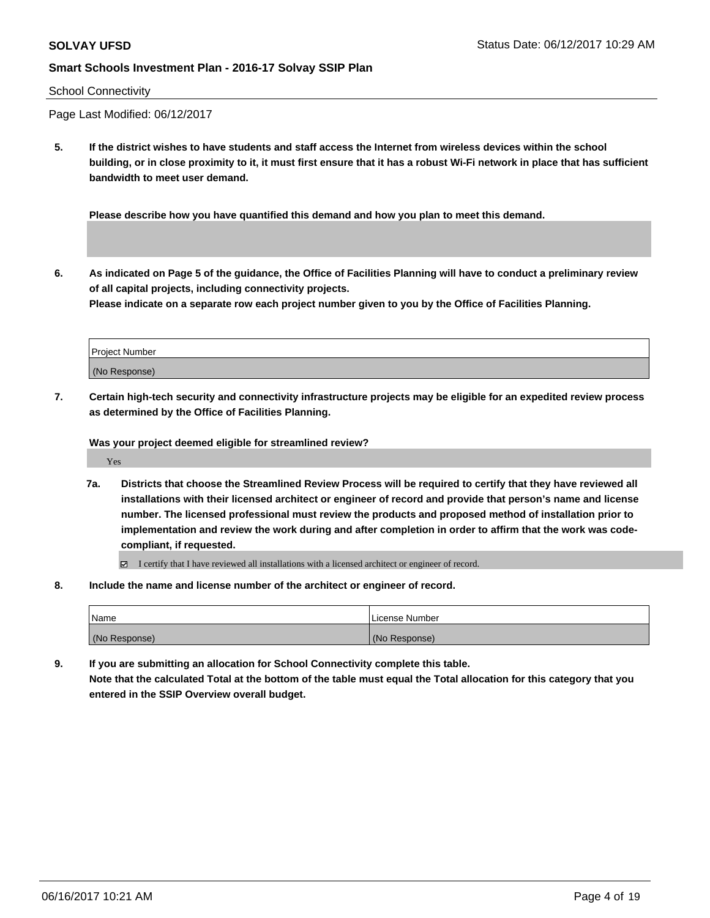School Connectivity

Page Last Modified: 06/12/2017

**5. If the district wishes to have students and staff access the Internet from wireless devices within the school building, or in close proximity to it, it must first ensure that it has a robust Wi-Fi network in place that has sufficient bandwidth to meet user demand.**

**Please describe how you have quantified this demand and how you plan to meet this demand.**

**6. As indicated on Page 5 of the guidance, the Office of Facilities Planning will have to conduct a preliminary review of all capital projects, including connectivity projects.**
**Please indicate on a separate row each project number given to you by the Office of Facilities Planning.**

| Project Number |
| --- |
| (No Response) |

**7. Certain high-tech security and connectivity infrastructure projects may be eligible for an expedited review process as determined by the Office of Facilities Planning.**

**Was your project deemed eligible for streamlined review?**

Yes

**7a. Districts that choose the Streamlined Review Process will be required to certify that they have reviewed all installations with their licensed architect or engineer of record and provide that person's name and license number. The licensed professional must review the products and proposed method of installation prior to implementation and review the work during and after completion in order to affirm that the work was code-compliant, if requested.**

☑ I certify that I have reviewed all installations with a licensed architect or engineer of record.

**8. Include the name and license number of the architect or engineer of record.**

| Name | License Number |
| --- | --- |
| (No Response) | (No Response) |

**9. If you are submitting an allocation for School Connectivity complete this table.**
**Note that the calculated Total at the bottom of the table must equal the Total allocation for this category that you entered in the SSIP Overview overall budget.**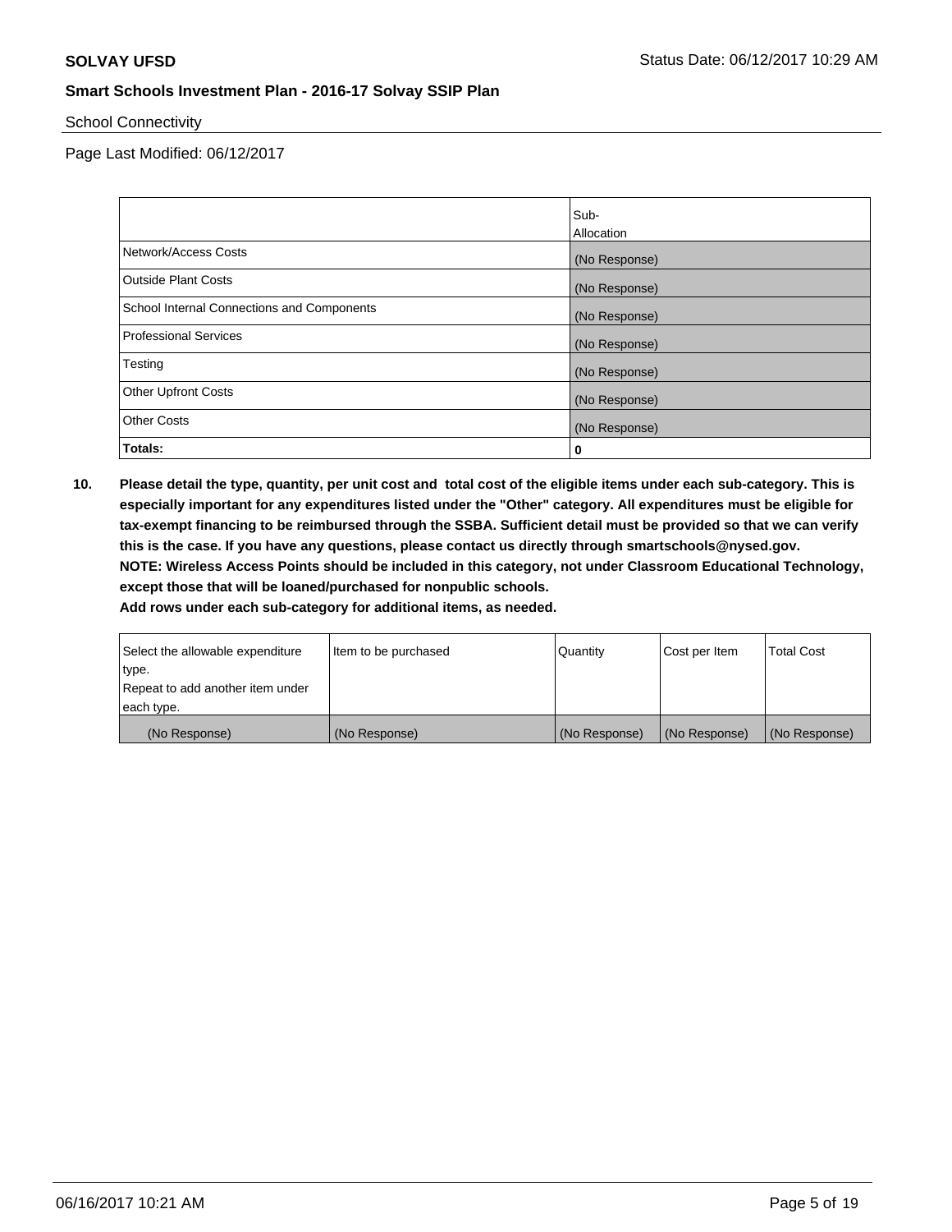School Connectivity

Page Last Modified: 06/12/2017

| | Sub-Allocation |
|---|---|
| Network/Access Costs | (No Response) |
| Outside Plant Costs | (No Response) |
| School Internal Connections and Components | (No Response) |
| Professional Services | (No Response) |
| Testing | (No Response) |
| Other Upfront Costs | (No Response) |
| Other Costs | (No Response) |
| **Totals:** | **0** |

**10. Please detail the type, quantity, per unit cost and total cost of the eligible items under each sub-category. This is especially important for any expenditures listed under the "Other" category. All expenditures must be eligible for tax-exempt financing to be reimbursed through the SSBA. Sufficient detail must be provided so that we can verify this is the case. If you have any questions, please contact us directly through smartschools@nysed.gov.**
**NOTE: Wireless Access Points should be included in this category, not under Classroom Educational Technology, except those that will be loaned/purchased for nonpublic schools.**
**Add rows under each sub-category for additional items, as needed.**

| Select the allowable expenditure type. Repeat to add another item under each type. | Item to be purchased | Quantity | Cost per Item | Total Cost |
|---|---|---|---|---|
| (No Response) | (No Response) | (No Response) | (No Response) | (No Response) |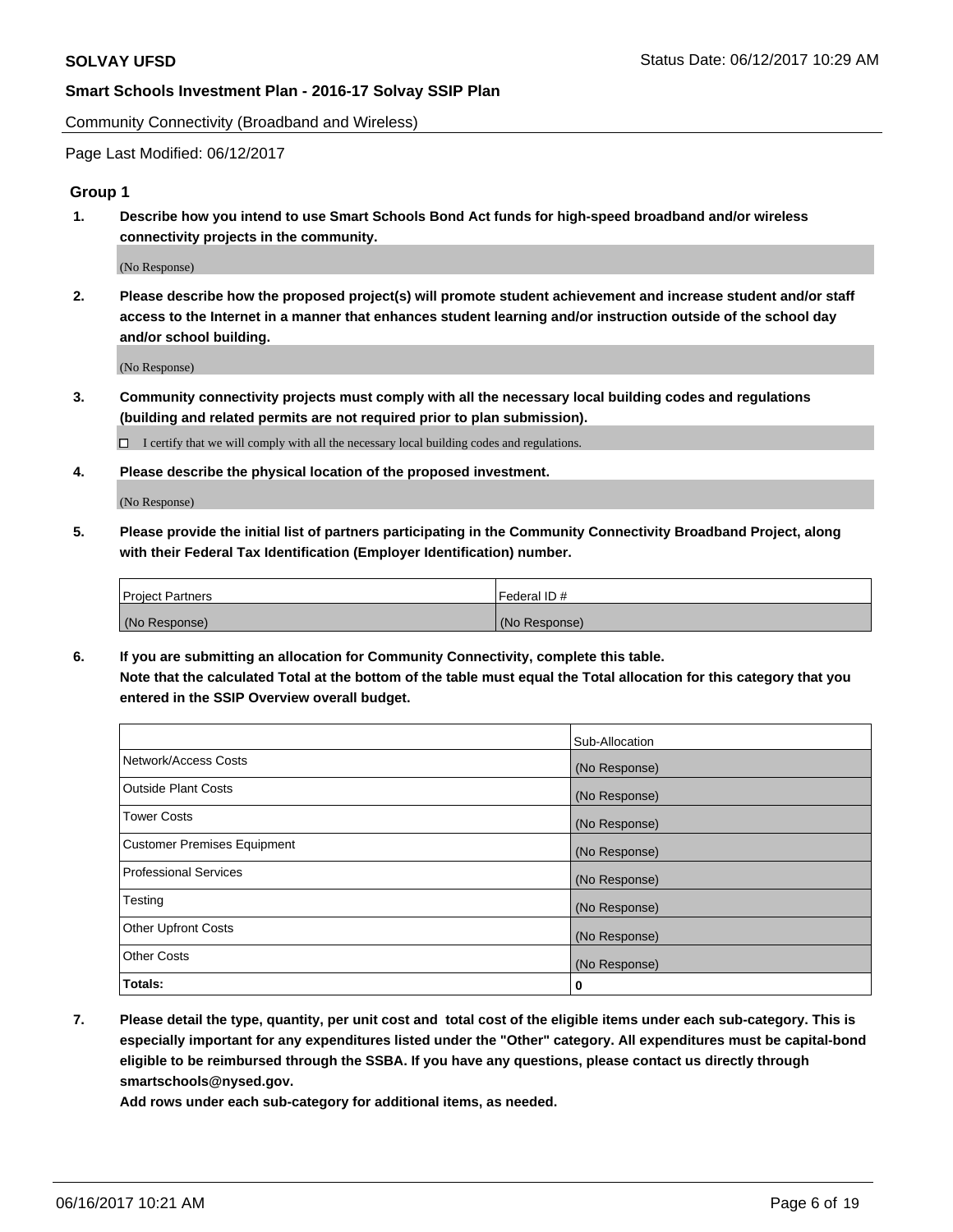Community Connectivity (Broadband and Wireless)

Page Last Modified: 06/12/2017

## Group 1

**1. Describe how you intend to use Smart Schools Bond Act funds for high-speed broadband and/or wireless connectivity projects in the community.**

(No Response)

**2. Please describe how the proposed project(s) will promote student achievement and increase student and/or staff access to the Internet in a manner that enhances student learning and/or instruction outside of the school day and/or school building.**

(No Response)

**3. Community connectivity projects must comply with all the necessary local building codes and regulations (building and related permits are not required prior to plan submission).**

☐ I certify that we will comply with all the necessary local building codes and regulations.

**4. Please describe the physical location of the proposed investment.**

(No Response)

**5. Please provide the initial list of partners participating in the Community Connectivity Broadband Project, along with their Federal Tax Identification (Employer Identification) number.**

| Project Partners | Federal ID # |
|---|---|
| (No Response) | (No Response) |

**6. If you are submitting an allocation for Community Connectivity, complete this table.**
**Note that the calculated Total at the bottom of the table must equal the Total allocation for this category that you entered in the SSIP Overview overall budget.**

| | Sub-Allocation |
|---|---|
| Network/Access Costs | (No Response) |
| Outside Plant Costs | (No Response) |
| Tower Costs | (No Response) |
| Customer Premises Equipment | (No Response) |
| Professional Services | (No Response) |
| Testing | (No Response) |
| Other Upfront Costs | (No Response) |
| Other Costs | (No Response) |
| **Totals:** | **0** |

**7. Please detail the type, quantity, per unit cost and total cost of the eligible items under each sub-category. This is especially important for any expenditures listed under the "Other" category. All expenditures must be capital-bond eligible to be reimbursed through the SSBA. If you have any questions, please contact us directly through smartschools@nysed.gov.**
**Add rows under each sub-category for additional items, as needed.**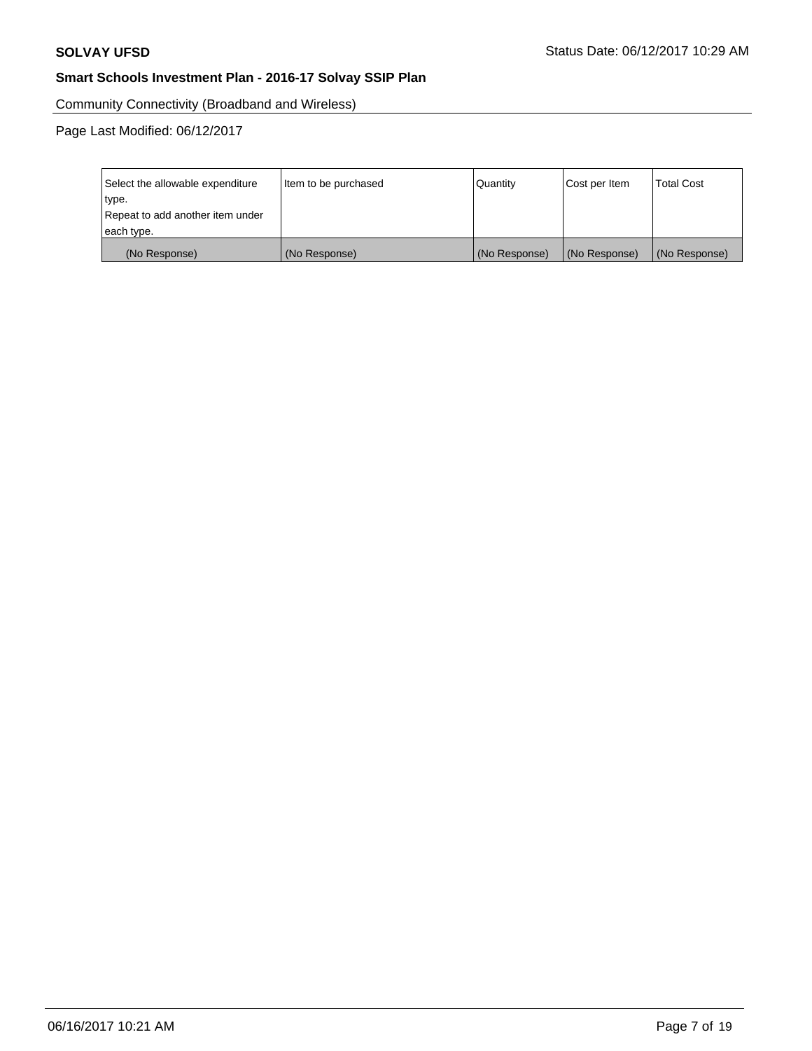Community Connectivity (Broadband and Wireless)

Page Last Modified: 06/12/2017

| Select the allowable expenditure type.<br>Repeat to add another item under each type. | Item to be purchased | Quantity | Cost per Item | Total Cost |
|---|---|---|---|---|
| (No Response) | (No Response) | (No Response) | (No Response) | (No Response) |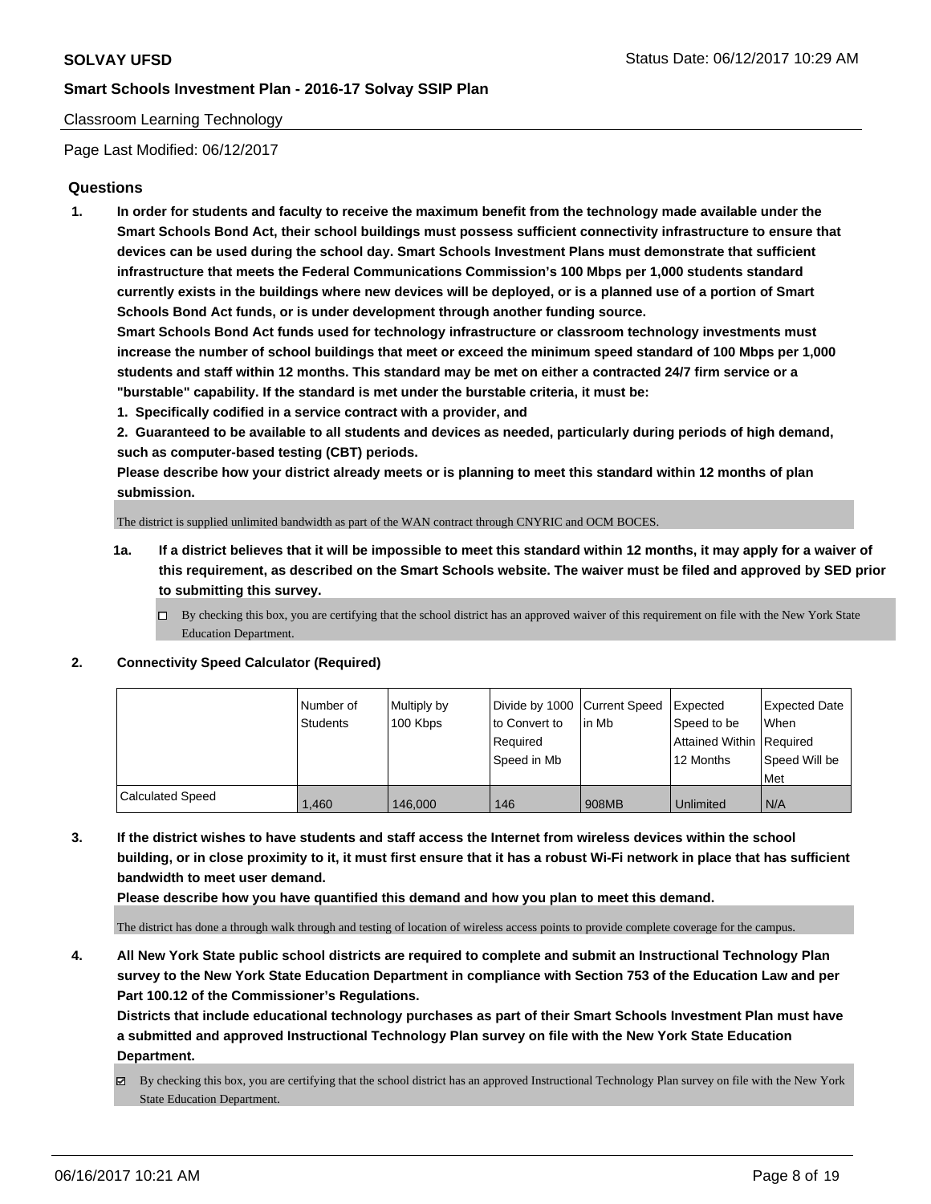SOLVAY UFSD

Status Date: 06/12/2017 10:29 AM

**Smart Schools Investment Plan - 2016-17 Solvay SSIP Plan**

Classroom Learning Technology

Page Last Modified: 06/12/2017

## Questions

1. **In order for students and faculty to receive the maximum benefit from the technology made available under the Smart Schools Bond Act, their school buildings must possess sufficient connectivity infrastructure to ensure that devices can be used during the school day. Smart Schools Investment Plans must demonstrate that sufficient infrastructure that meets the Federal Communications Commission's 100 Mbps per 1,000 students standard currently exists in the buildings where new devices will be deployed, or is a planned use of a portion of Smart Schools Bond Act funds, or is under development through another funding source.**

   **Smart Schools Bond Act funds used for technology infrastructure or classroom technology investments must increase the number of school buildings that meet or exceed the minimum speed standard of 100 Mbps per 1,000 students and staff within 12 months. This standard may be met on either a contracted 24/7 firm service or a "burstable" capability. If the standard is met under the burstable criteria, it must be:**

   **1. Specifically codified in a service contract with a provider, and**

   **2. Guaranteed to be available to all students and devices as needed, particularly during periods of high demand, such as computer-based testing (CBT) periods.**

   **Please describe how your district already meets or is planning to meet this standard within 12 months of plan submission.**

   The district is supplied unlimited bandwidth as part of the WAN contract through CNYRIC and OCM BOCES.

   1a. **If a district believes that it will be impossible to meet this standard within 12 months, it may apply for a waiver of this requirement, as described on the Smart Schools website. The waiver must be filed and approved by SED prior to submitting this survey.**

   ☐ By checking this box, you are certifying that the school district has an approved waiver of this requirement on file with the New York State Education Department.

2. **Connectivity Speed Calculator (Required)**

| | Number of Students | Multiply by 100 Kbps | Divide by 1000 to Convert to Required Speed in Mb | Current Speed in Mb | Expected Speed to be Attained Within 12 Months | Expected Date When Required Speed Will be Met |
|---|---|---|---|---|---|---|
| Calculated Speed | 1,460 | 146,000 | 146 | 908MB | Unlimited | N/A |

3. **If the district wishes to have students and staff access the Internet from wireless devices within the school building, or in close proximity to it, it must first ensure that it has a robust Wi-Fi network in place that has sufficient bandwidth to meet user demand.**

   **Please describe how you have quantified this demand and how you plan to meet this demand.**

   The district has done a through walk through and testing of location of wireless access points to provide complete coverage for the campus.

4. **All New York State public school districts are required to complete and submit an Instructional Technology Plan survey to the New York State Education Department in compliance with Section 753 of the Education Law and per Part 100.12 of the Commissioner's Regulations.**

   **Districts that include educational technology purchases as part of their Smart Schools Investment Plan must have a submitted and approved Instructional Technology Plan survey on file with the New York State Education Department.**

   ☑ By checking this box, you are certifying that the school district has an approved Instructional Technology Plan survey on file with the New York State Education Department.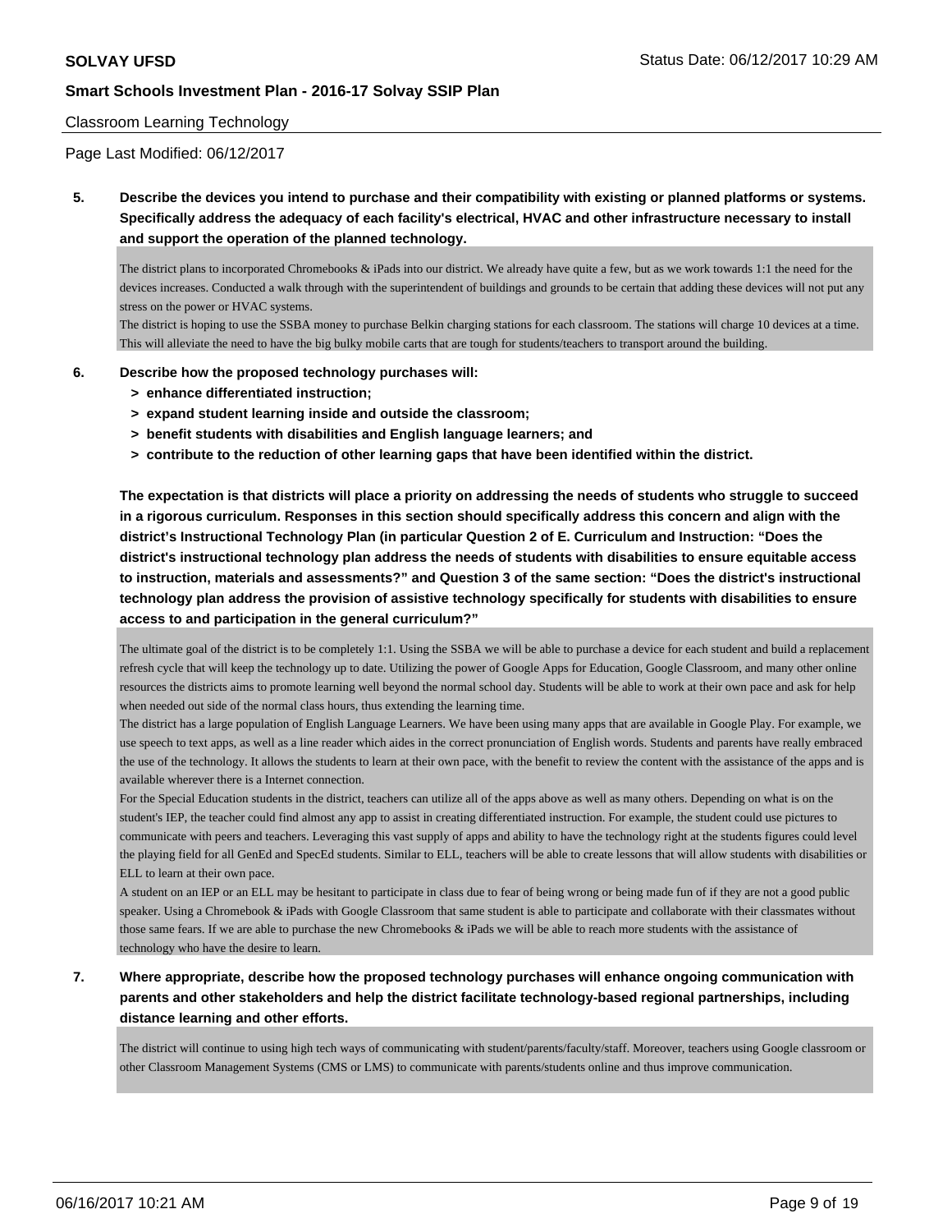Classroom Learning Technology

Page Last Modified: 06/12/2017

**5. Describe the devices you intend to purchase and their compatibility with existing or planned platforms or systems. Specifically address the adequacy of each facility's electrical, HVAC and other infrastructure necessary to install and support the operation of the planned technology.**

The district plans to incorporated Chromebooks & iPads into our district. We already have quite a few, but as we work towards 1:1 the need for the devices increases. Conducted a walk through with the superintendent of buildings and grounds to be certain that adding these devices will not put any stress on the power or HVAC systems.
The district is hoping to use the SSBA money to purchase Belkin charging stations for each classroom. The stations will charge 10 devices at a time. This will alleviate the need to have the big bulky mobile carts that are tough for students/teachers to transport around the building.

**6. Describe how the proposed technology purchases will:**

- **> enhance differentiated instruction;**
- **> expand student learning inside and outside the classroom;**
- **> benefit students with disabilities and English language learners; and**
- **> contribute to the reduction of other learning gaps that have been identified within the district.**

**The expectation is that districts will place a priority on addressing the needs of students who struggle to succeed in a rigorous curriculum. Responses in this section should specifically address this concern and align with the district's Instructional Technology Plan (in particular Question 2 of E. Curriculum and Instruction: "Does the district's instructional technology plan address the needs of students with disabilities to ensure equitable access to instruction, materials and assessments?" and Question 3 of the same section: "Does the district's instructional technology plan address the provision of assistive technology specifically for students with disabilities to ensure access to and participation in the general curriculum?"**

The ultimate goal of the district is to be completely 1:1. Using the SSBA we will be able to purchase a device for each student and build a replacement refresh cycle that will keep the technology up to date. Utilizing the power of Google Apps for Education, Google Classroom, and many other online resources the districts aims to promote learning well beyond the normal school day. Students will be able to work at their own pace and ask for help when needed out side of the normal class hours, thus extending the learning time.
The district has a large population of English Language Learners. We have been using many apps that are available in Google Play. For example, we use speech to text apps, as well as a line reader which aides in the correct pronunciation of English words. Students and parents have really embraced the use of the technology. It allows the students to learn at their own pace, with the benefit to review the content with the assistance of the apps and is available wherever there is a Internet connection.
For the Special Education students in the district, teachers can utilize all of the apps above as well as many others. Depending on what is on the student's IEP, the teacher could find almost any app to assist in creating differentiated instruction. For example, the student could use pictures to communicate with peers and teachers. Leveraging this vast supply of apps and ability to have the technology right at the students figures could level the playing field for all GenEd and SpecEd students. Similar to ELL, teachers will be able to create lessons that will allow students with disabilities or ELL to learn at their own pace.
A student on an IEP or an ELL may be hesitant to participate in class due to fear of being wrong or being made fun of if they are not a good public speaker. Using a Chromebook & iPads with Google Classroom that same student is able to participate and collaborate with their classmates without those same fears. If we are able to purchase the new Chromebooks & iPads we will be able to reach more students with the assistance of technology who have the desire to learn.

**7. Where appropriate, describe how the proposed technology purchases will enhance ongoing communication with parents and other stakeholders and help the district facilitate technology-based regional partnerships, including distance learning and other efforts.**

The district will continue to using high tech ways of communicating with student/parents/faculty/staff. Moreover, teachers using Google classroom or other Classroom Management Systems (CMS or LMS) to communicate with parents/students online and thus improve communication.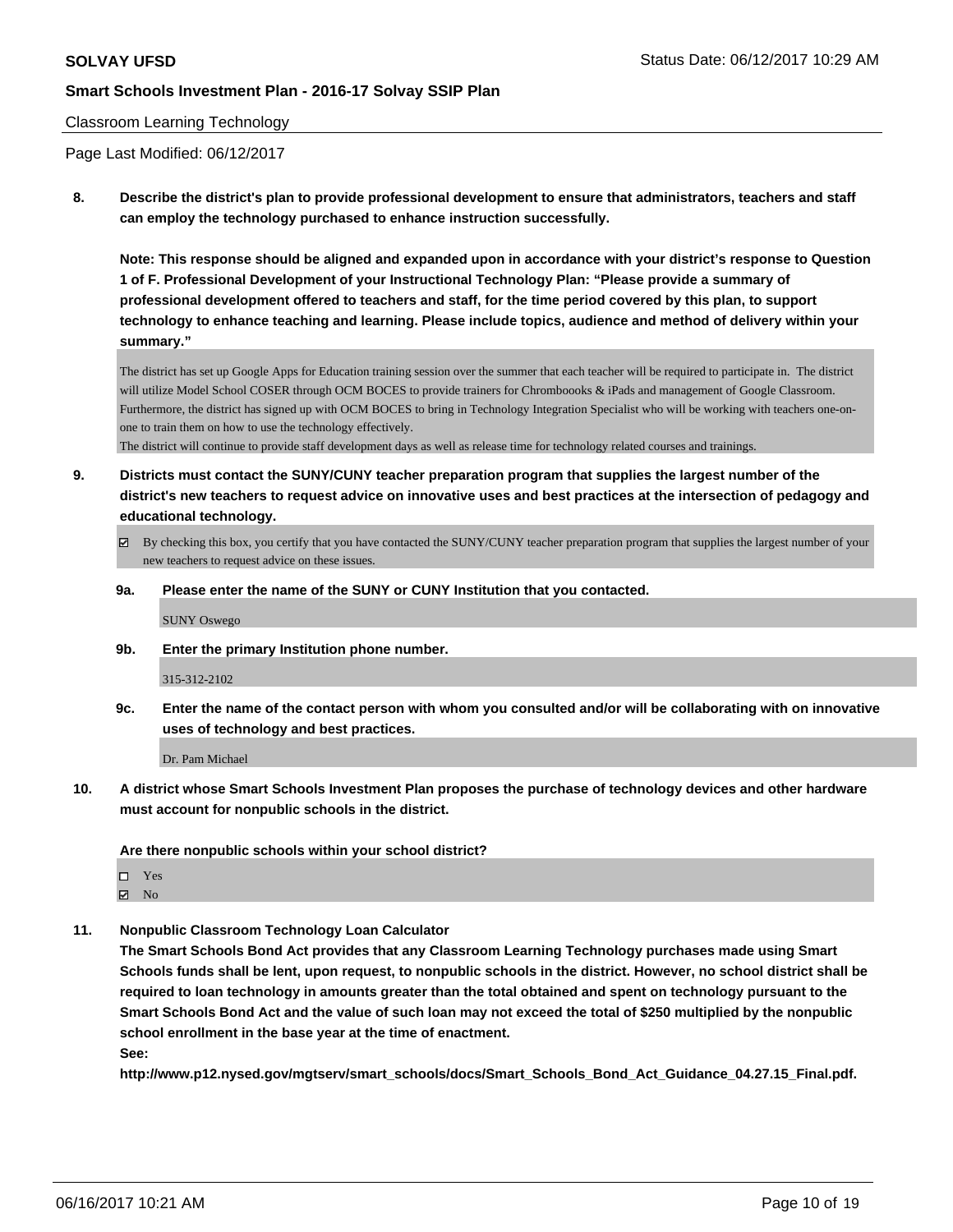Classroom Learning Technology

Page Last Modified: 06/12/2017

**8. Describe the district's plan to provide professional development to ensure that administrators, teachers and staff can employ the technology purchased to enhance instruction successfully.**

**Note: This response should be aligned and expanded upon in accordance with your district's response to Question 1 of F. Professional Development of your Instructional Technology Plan: "Please provide a summary of professional development offered to teachers and staff, for the time period covered by this plan, to support technology to enhance teaching and learning. Please include topics, audience and method of delivery within your summary."**

The district has set up Google Apps for Education training session over the summer that each teacher will be required to participate in. The district will utilize Model School COSER through OCM BOCES to provide trainers for Chromboooks & iPads and management of Google Classroom. Furthermore, the district has signed up with OCM BOCES to bring in Technology Integration Specialist who will be working with teachers one-on-one to train them on how to use the technology effectively.
The district will continue to provide staff development days as well as release time for technology related courses and trainings.

**9. Districts must contact the SUNY/CUNY teacher preparation program that supplies the largest number of the district's new teachers to request advice on innovative uses and best practices at the intersection of pedagogy and educational technology.**

☑ By checking this box, you certify that you have contacted the SUNY/CUNY teacher preparation program that supplies the largest number of your new teachers to request advice on these issues.

**9a. Please enter the name of the SUNY or CUNY Institution that you contacted.**

SUNY Oswego

**9b. Enter the primary Institution phone number.**

315-312-2102

**9c. Enter the name of the contact person with whom you consulted and/or will be collaborating with on innovative uses of technology and best practices.**

Dr. Pam Michael

**10. A district whose Smart Schools Investment Plan proposes the purchase of technology devices and other hardware must account for nonpublic schools in the district.**

**Are there nonpublic schools within your school district?**

☐ Yes
☑ No

**11. Nonpublic Classroom Technology Loan Calculator**

**The Smart Schools Bond Act provides that any Classroom Learning Technology purchases made using Smart Schools funds shall be lent, upon request, to nonpublic schools in the district. However, no school district shall be required to loan technology in amounts greater than the total obtained and spent on technology pursuant to the Smart Schools Bond Act and the value of such loan may not exceed the total of $250 multiplied by the nonpublic school enrollment in the base year at the time of enactment.**

**See:**

**http://www.p12.nysed.gov/mgtserv/smart_schools/docs/Smart_Schools_Bond_Act_Guidance_04.27.15_Final.pdf.**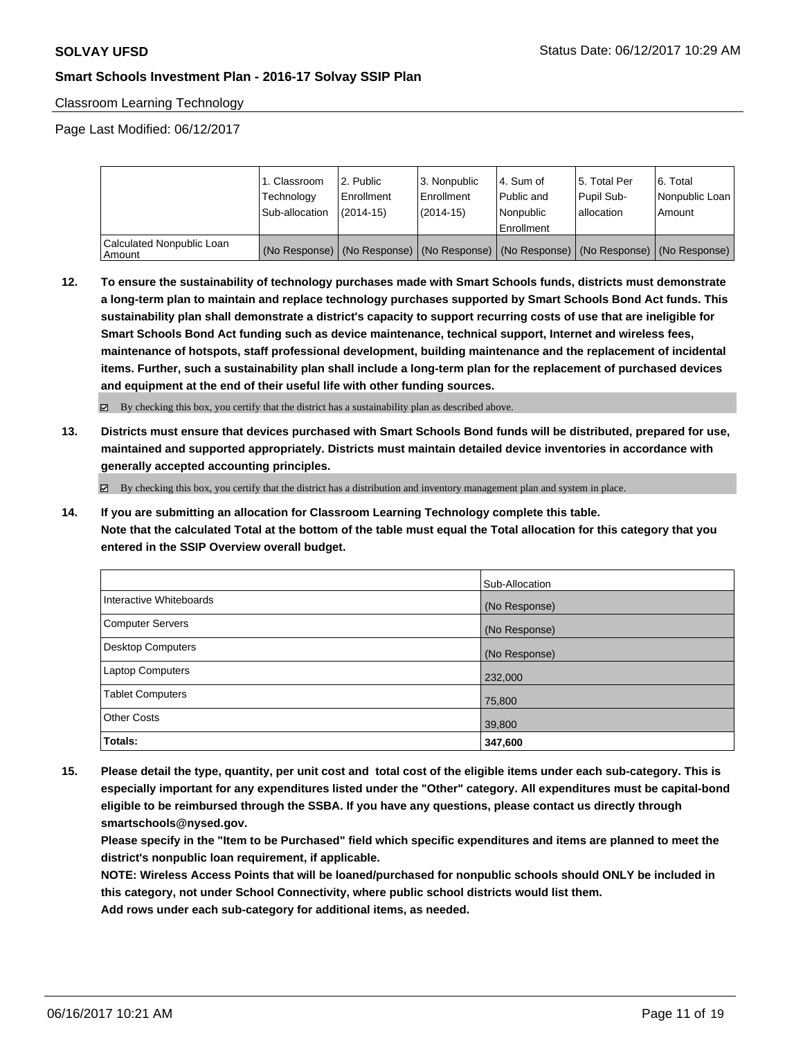Classroom Learning Technology

Page Last Modified: 06/12/2017

| | 1. Classroom Technology Sub-allocation | 2. Public Enrollment (2014-15) | 3. Nonpublic Enrollment (2014-15) | 4. Sum of Public and Nonpublic Enrollment | 5. Total Per Pupil Sub-allocation | 6. Total Nonpublic Loan Amount |
|---|---|---|---|---|---|---|
| Calculated Nonpublic Loan Amount | (No Response) | (No Response) | (No Response) | (No Response) | (No Response) | (No Response) |

**12. To ensure the sustainability of technology purchases made with Smart Schools funds, districts must demonstrate a long-term plan to maintain and replace technology purchases supported by Smart Schools Bond Act funds. This sustainability plan shall demonstrate a district's capacity to support recurring costs of use that are ineligible for Smart Schools Bond Act funding such as device maintenance, technical support, Internet and wireless fees, maintenance of hotspots, staff professional development, building maintenance and the replacement of incidental items. Further, such a sustainability plan shall include a long-term plan for the replacement of purchased devices and equipment at the end of their useful life with other funding sources.**

☑ By checking this box, you certify that the district has a sustainability plan as described above.

**13. Districts must ensure that devices purchased with Smart Schools Bond funds will be distributed, prepared for use, maintained and supported appropriately. Districts must maintain detailed device inventories in accordance with generally accepted accounting principles.**

☑ By checking this box, you certify that the district has a distribution and inventory management plan and system in place.

**14. If you are submitting an allocation for Classroom Learning Technology complete this table. Note that the calculated Total at the bottom of the table must equal the Total allocation for this category that you entered in the SSIP Overview overall budget.**

| | Sub-Allocation |
|---|---|
| Interactive Whiteboards | (No Response) |
| Computer Servers | (No Response) |
| Desktop Computers | (No Response) |
| Laptop Computers | 232,000 |
| Tablet Computers | 75,800 |
| Other Costs | 39,800 |
| **Totals:** | **347,600** |

**15. Please detail the type, quantity, per unit cost and total cost of the eligible items under each sub-category. This is especially important for any expenditures listed under the "Other" category. All expenditures must be capital-bond eligible to be reimbursed through the SSBA. If you have any questions, please contact us directly through smartschools@nysed.gov.**

**Please specify in the "Item to be Purchased" field which specific expenditures and items are planned to meet the district's nonpublic loan requirement, if applicable.**

**NOTE: Wireless Access Points that will be loaned/purchased for nonpublic schools should ONLY be included in this category, not under School Connectivity, where public school districts would list them.**

**Add rows under each sub-category for additional items, as needed.**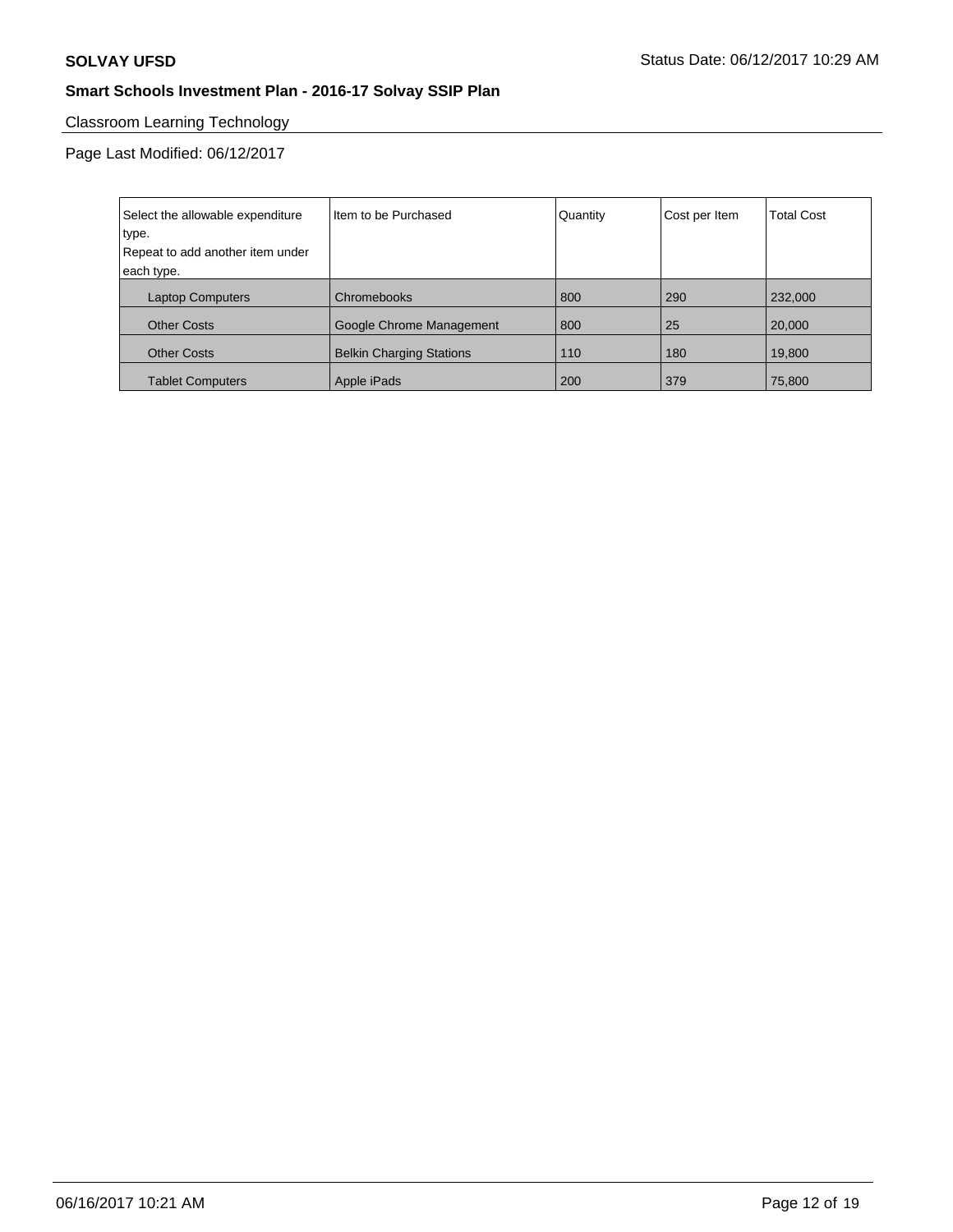## Classroom Learning Technology

Page Last Modified: 06/12/2017

| Select the allowable expenditure type. Repeat to add another item under each type. | Item to be Purchased | Quantity | Cost per Item | Total Cost |
|---|---|---|---|---|
| Laptop Computers | Chromebooks | 800 | 290 | 232,000 |
| Other Costs | Google Chrome Management | 800 | 25 | 20,000 |
| Other Costs | Belkin Charging Stations | 110 | 180 | 19,800 |
| Tablet Computers | Apple iPads | 200 | 379 | 75,800 |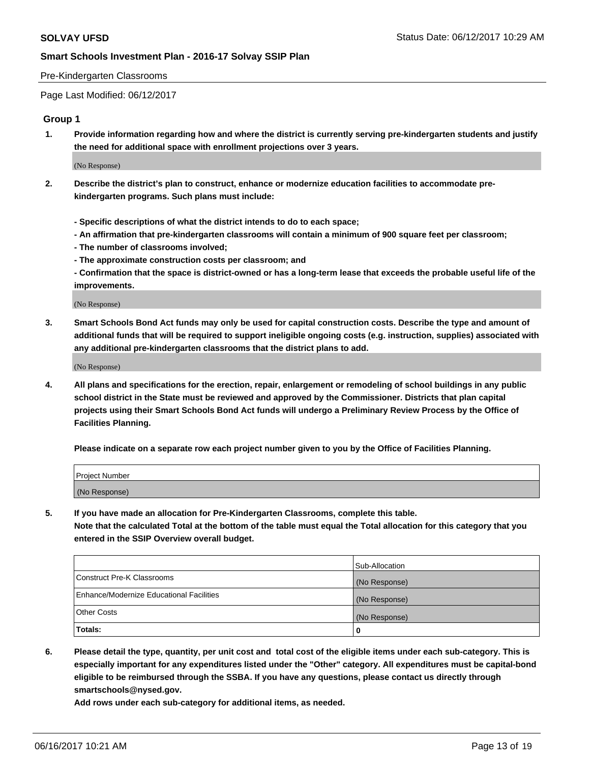Pre-Kindergarten Classrooms

Page Last Modified: 06/12/2017

## Group 1

**1. Provide information regarding how and where the district is currently serving pre-kindergarten students and justify the need for additional space with enrollment projections over 3 years.**

(No Response)

**2. Describe the district's plan to construct, enhance or modernize education facilities to accommodate pre-kindergarten programs. Such plans must include:**

**- Specific descriptions of what the district intends to do to each space;**
**- An affirmation that pre-kindergarten classrooms will contain a minimum of 900 square feet per classroom;**
**- The number of classrooms involved;**
**- The approximate construction costs per classroom; and**
**- Confirmation that the space is district-owned or has a long-term lease that exceeds the probable useful life of the improvements.**

(No Response)

**3. Smart Schools Bond Act funds may only be used for capital construction costs. Describe the type and amount of additional funds that will be required to support ineligible ongoing costs (e.g. instruction, supplies) associated with any additional pre-kindergarten classrooms that the district plans to add.**

(No Response)

**4. All plans and specifications for the erection, repair, enlargement or remodeling of school buildings in any public school district in the State must be reviewed and approved by the Commissioner. Districts that plan capital projects using their Smart Schools Bond Act funds will undergo a Preliminary Review Process by the Office of Facilities Planning.**

**Please indicate on a separate row each project number given to you by the Office of Facilities Planning.**

| Project Number |
|---|
| (No Response) |

**5. If you have made an allocation for Pre-Kindergarten Classrooms, complete this table.**
**Note that the calculated Total at the bottom of the table must equal the Total allocation for this category that you entered in the SSIP Overview overall budget.**

| | Sub-Allocation |
|---|---|
| Construct Pre-K Classrooms | (No Response) |
| Enhance/Modernize Educational Facilities | (No Response) |
| Other Costs | (No Response) |
| **Totals:** | **0** |

**6. Please detail the type, quantity, per unit cost and total cost of the eligible items under each sub-category. This is especially important for any expenditures listed under the "Other" category. All expenditures must be capital-bond eligible to be reimbursed through the SSBA. If you have any questions, please contact us directly through smartschools@nysed.gov.**

**Add rows under each sub-category for additional items, as needed.**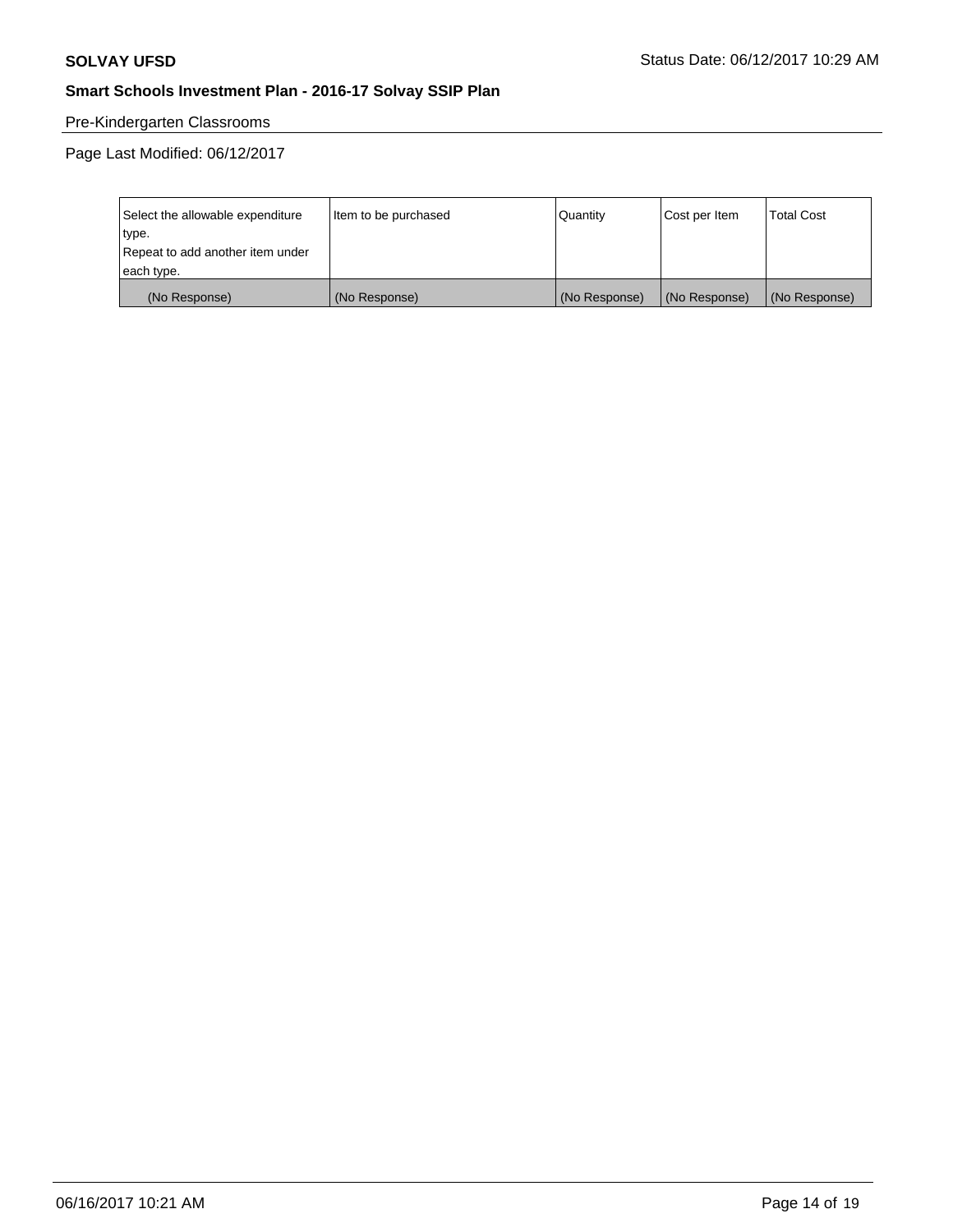Pre-Kindergarten Classrooms

Page Last Modified: 06/12/2017

| Select the allowable expenditure type. Repeat to add another item under each type. | Item to be purchased | Quantity | Cost per Item | Total Cost |
| --- | --- | --- | --- | --- |
| (No Response) | (No Response) | (No Response) | (No Response) | (No Response) |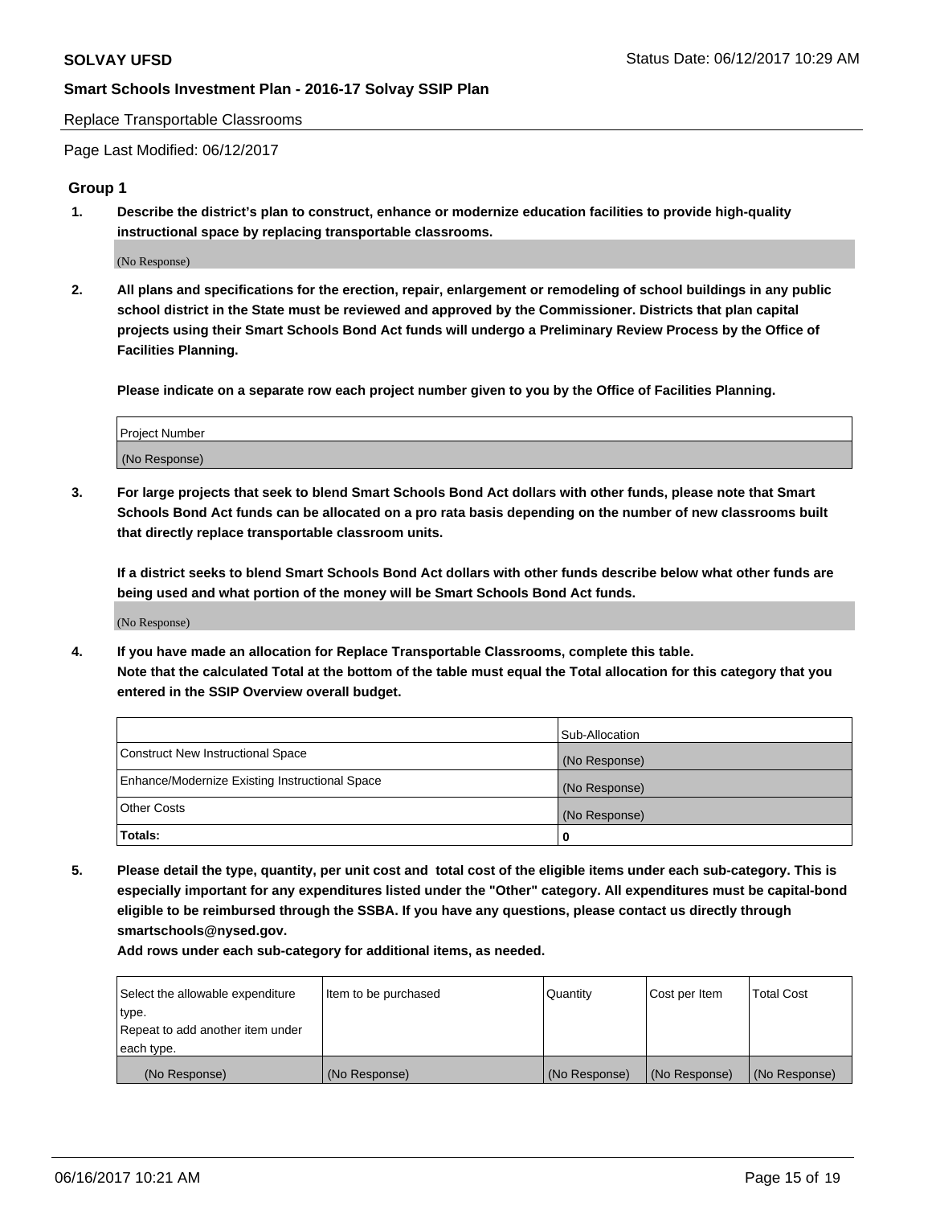Replace Transportable Classrooms

Page Last Modified: 06/12/2017

## Group 1

**1. Describe the district's plan to construct, enhance or modernize education facilities to provide high-quality instructional space by replacing transportable classrooms.**

(No Response)

**2. All plans and specifications for the erection, repair, enlargement or remodeling of school buildings in any public school district in the State must be reviewed and approved by the Commissioner. Districts that plan capital projects using their Smart Schools Bond Act funds will undergo a Preliminary Review Process by the Office of Facilities Planning.**

**Please indicate on a separate row each project number given to you by the Office of Facilities Planning.**

| Project Number |
|---|
| (No Response) |

**3. For large projects that seek to blend Smart Schools Bond Act dollars with other funds, please note that Smart Schools Bond Act funds can be allocated on a pro rata basis depending on the number of new classrooms built that directly replace transportable classroom units.**

**If a district seeks to blend Smart Schools Bond Act dollars with other funds describe below what other funds are being used and what portion of the money will be Smart Schools Bond Act funds.**

(No Response)

**4. If you have made an allocation for Replace Transportable Classrooms, complete this table. Note that the calculated Total at the bottom of the table must equal the Total allocation for this category that you entered in the SSIP Overview overall budget.**

| | Sub-Allocation |
|---|---|
| Construct New Instructional Space | (No Response) |
| Enhance/Modernize Existing Instructional Space | (No Response) |
| Other Costs | (No Response) |
| **Totals:** | **0** |

**5. Please detail the type, quantity, per unit cost and total cost of the eligible items under each sub-category. This is especially important for any expenditures listed under the "Other" category. All expenditures must be capital-bond eligible to be reimbursed through the SSBA. If you have any questions, please contact us directly through smartschools@nysed.gov.**

**Add rows under each sub-category for additional items, as needed.**

| Select the allowable expenditure type. Repeat to add another item under each type. | Item to be purchased | Quantity | Cost per Item | Total Cost |
|---|---|---|---|---|
| (No Response) | (No Response) | (No Response) | (No Response) | (No Response) |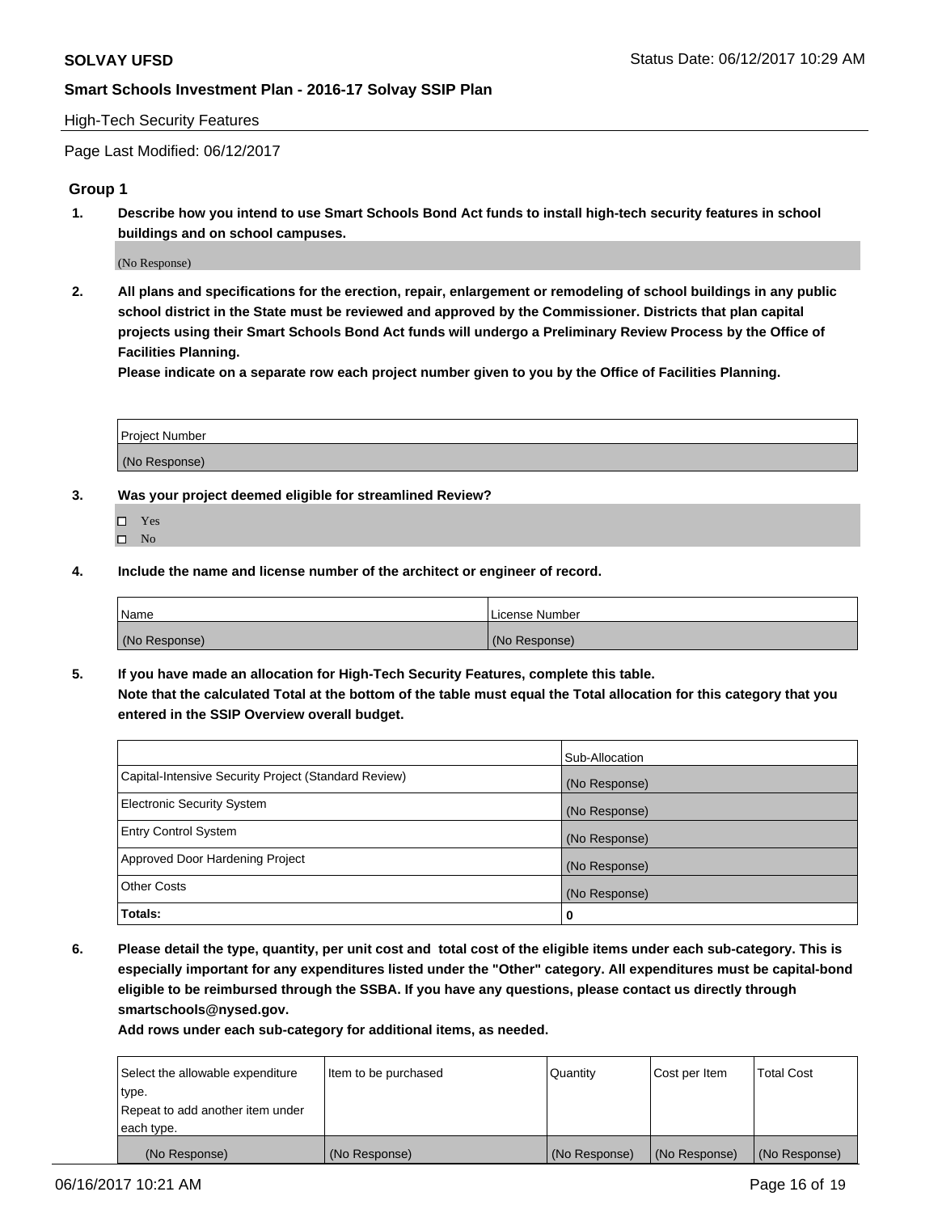**SOLVAY UFSD** Status Date: 06/12/2017 10:29 AM

**Smart Schools Investment Plan - 2016-17 Solvay SSIP Plan**

High-Tech Security Features

Page Last Modified: 06/12/2017

### Group 1

**1. Describe how you intend to use Smart Schools Bond Act funds to install high-tech security features in school buildings and on school campuses.**

(No Response)

**2. All plans and specifications for the erection, repair, enlargement or remodeling of school buildings in any public school district in the State must be reviewed and approved by the Commissioner. Districts that plan capital projects using their Smart Schools Bond Act funds will undergo a Preliminary Review Process by the Office of Facilities Planning.**

**Please indicate on a separate row each project number given to you by the Office of Facilities Planning.**

| Project Number |
| --- |
| (No Response) |

**3. Was your project deemed eligible for streamlined Review?**

- ☐ Yes
- ☐ No

**4. Include the name and license number of the architect or engineer of record.**

| Name | License Number |
| --- | --- |
| (No Response) | (No Response) |

**5. If you have made an allocation for High-Tech Security Features, complete this table.**
**Note that the calculated Total at the bottom of the table must equal the Total allocation for this category that you entered in the SSIP Overview overall budget.**

| | Sub-Allocation |
| --- | --- |
| Capital-Intensive Security Project (Standard Review) | (No Response) |
| Electronic Security System | (No Response) |
| Entry Control System | (No Response) |
| Approved Door Hardening Project | (No Response) |
| Other Costs | (No Response) |
| **Totals:** | **0** |

**6. Please detail the type, quantity, per unit cost and total cost of the eligible items under each sub-category. This is especially important for any expenditures listed under the "Other" category. All expenditures must be capital-bond eligible to be reimbursed through the SSBA. If you have any questions, please contact us directly through smartschools@nysed.gov.**

**Add rows under each sub-category for additional items, as needed.**

| Select the allowable expenditure type. Repeat to add another item under each type. | Item to be purchased | Quantity | Cost per Item | Total Cost |
| --- | --- | --- | --- | --- |
| (No Response) | (No Response) | (No Response) | (No Response) | (No Response) |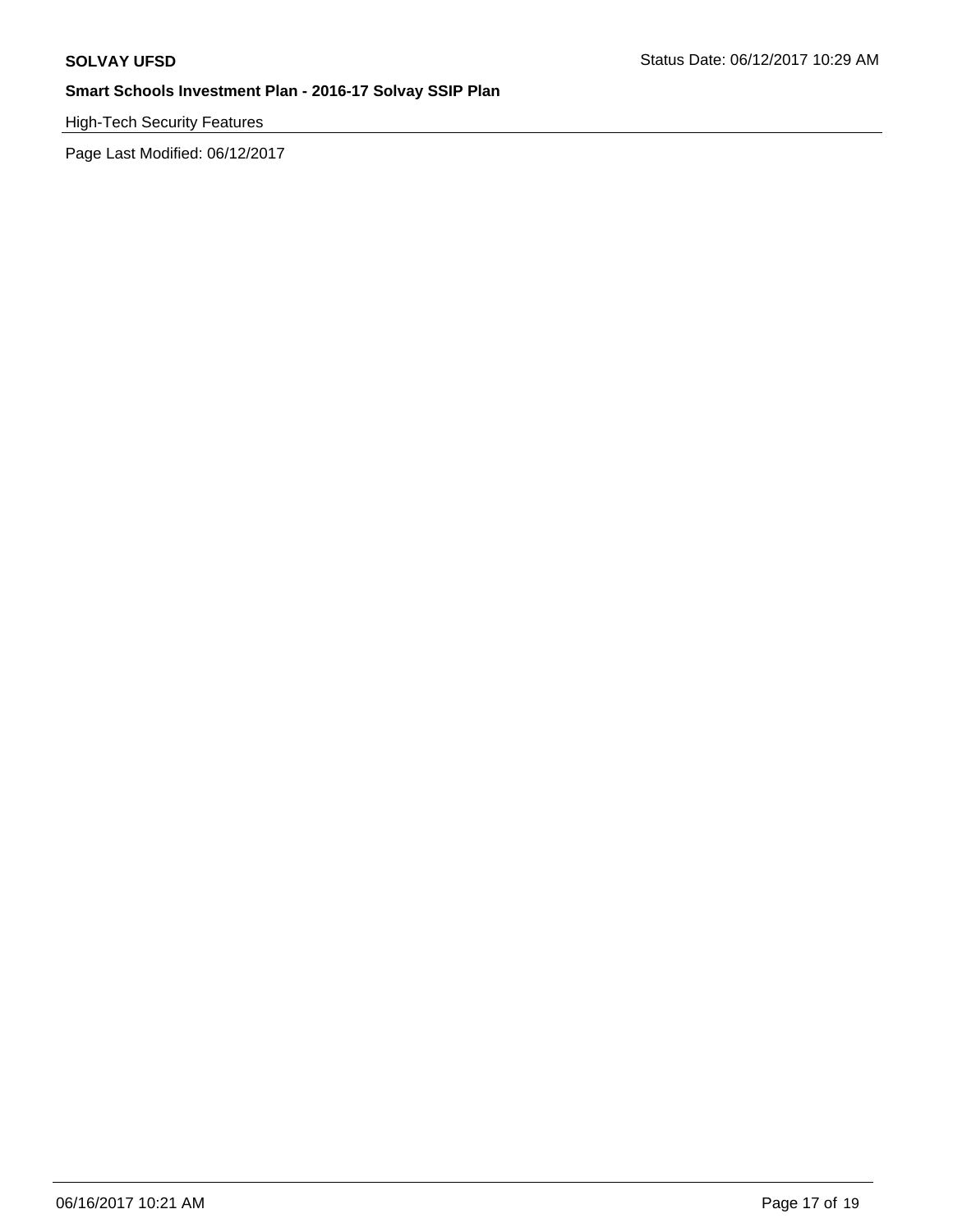High-Tech Security Features

Page Last Modified: 06/12/2017